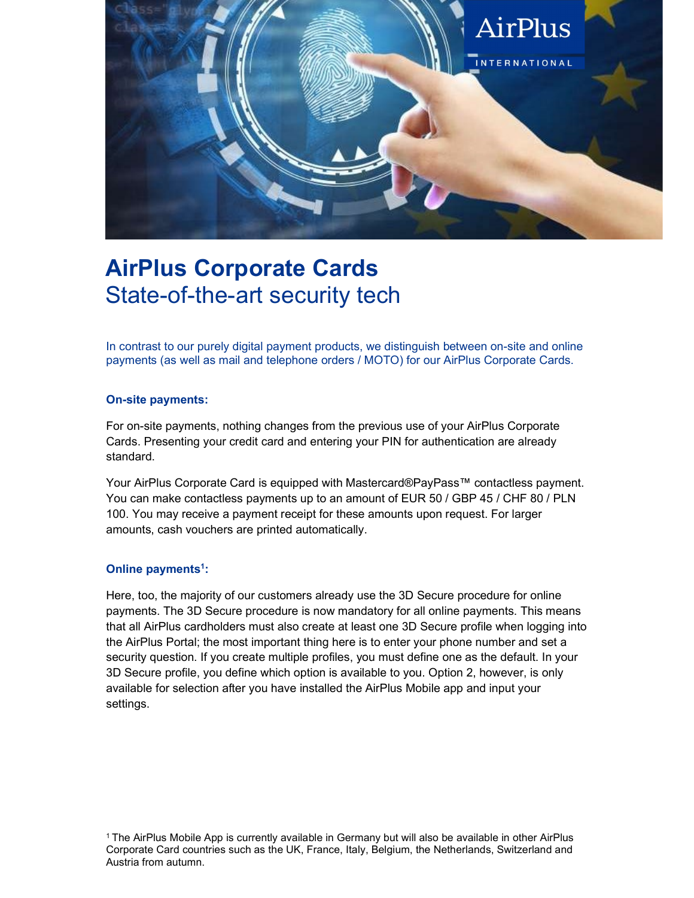# AirPlus Corporate Cards

## State-of-the-art security tech

In contrast to our purely digital payment products, we distinguish between on-site and online payments (as well as mail and telephone orders / MOTO) for our AirPlus Corporate Cards.

### On-site payments:

For on-site payments, nothing changes from the previous use of your AirPlus Corporate Cards. Presenting your credit card and entering your PIN for authentication are already standard.

Your AirPlus Corporate Card is equipped with Mastercard®PayPass™ contactless payment. You can make contactless payments up to an amount of EUR 50 / GBP 45 / CHF 80 / PLN 100. You may receive a payment receipt for these amounts upon request. For larger amounts, cash vouchers are printed automatically.

### Online payments[1]:

Here, too, the majority of our customers already use the 3D Secure procedure for online payments. The 3D Secure procedure is now mandatory for all online payments. This means that all AirPlus cardholders must also create at least one 3D Secure profile when logging into the AirPlus Portal; the most important thing here is to enter your phone number and set a security question. If you create multiple profiles, you must define one as the default. In your 3D Secure profile, you define which option is available to you. Option 2, however, is only available for selection after you have installed the AirPlus Mobile app and input your settings.

[1] The AirPlus Mobile App is currently available in Germany but will also be available in other AirPlus Corporate Card countries such as the UK, France, Italy, Belgium, the Netherlands, Switzerland and Austria from autumn.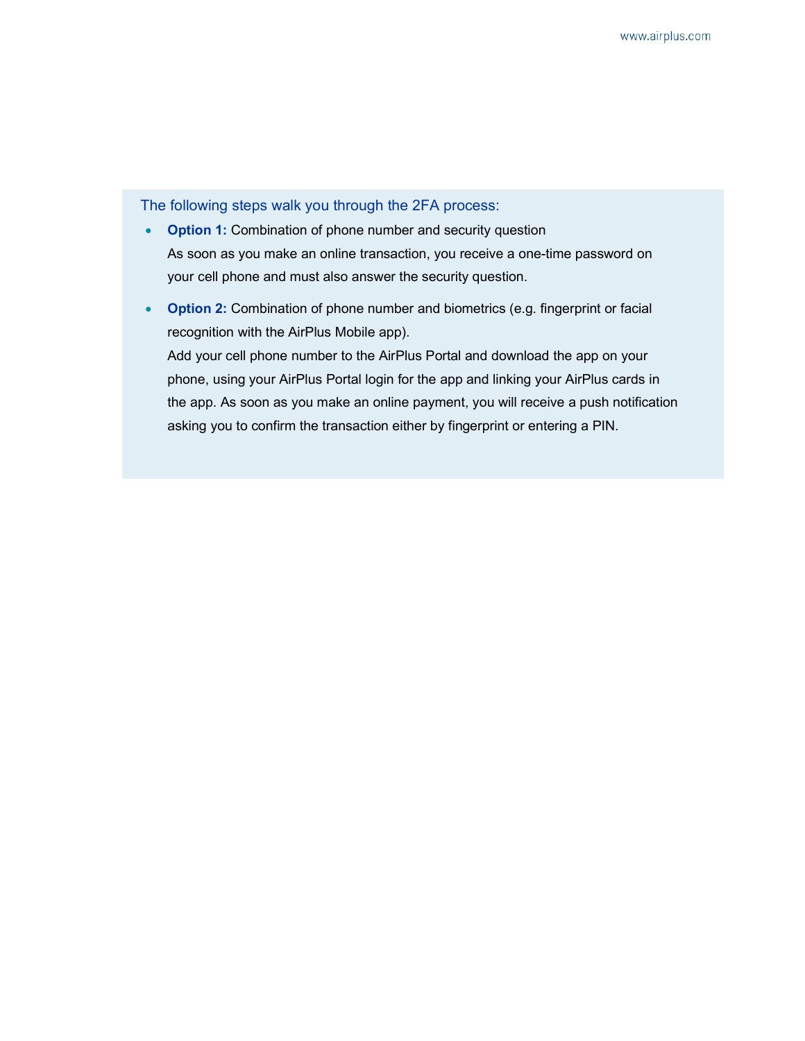The following steps walk you through the 2FA process:

- **Option 1:** Combination of phone number and security question
  As soon as you make an online transaction, you receive a one-time password on your cell phone and must also answer the security question.

- **Option 2:** Combination of phone number and biometrics (e.g. fingerprint or facial recognition with the AirPlus Mobile app).
  Add your cell phone number to the AirPlus Portal and download the app on your phone, using your AirPlus Portal login for the app and linking your AirPlus cards in the app. As soon as you make an online payment, you will receive a push notification asking you to confirm the transaction either by fingerprint or entering a PIN.